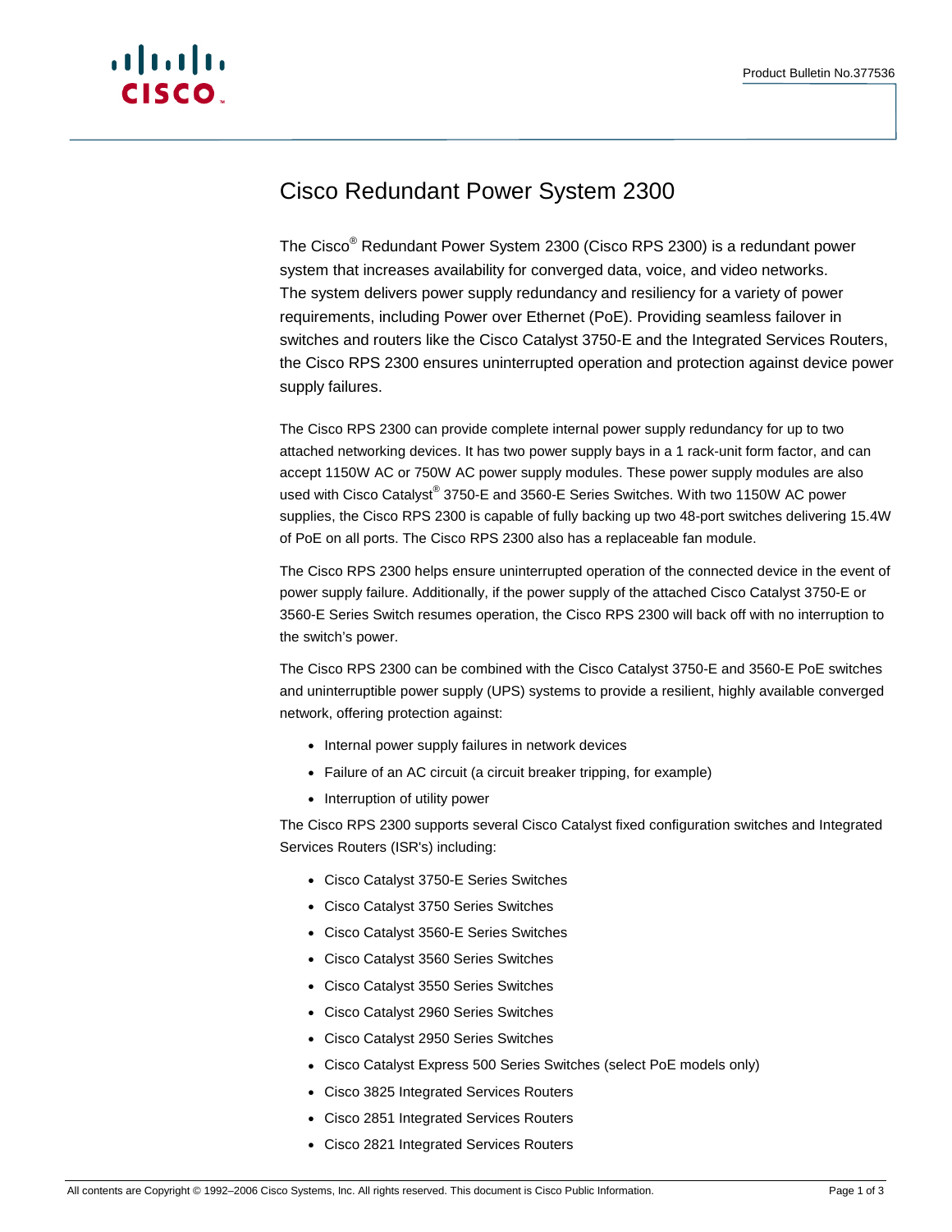Product Bulletin No.377536

# Cisco Redundant Power System 2300

The Cisco® Redundant Power System 2300 (Cisco RPS 2300) is a redundant power system that increases availability for converged data, voice, and video networks. The system delivers power supply redundancy and resiliency for a variety of power requirements, including Power over Ethernet (PoE). Providing seamless failover in switches and routers like the Cisco Catalyst 3750-E and the Integrated Services Routers, the Cisco RPS 2300 ensures uninterrupted operation and protection against device power supply failures.

The Cisco RPS 2300 can provide complete internal power supply redundancy for up to two attached networking devices. It has two power supply bays in a 1 rack-unit form factor, and can accept 1150W AC or 750W AC power supply modules. These power supply modules are also used with Cisco Catalyst® 3750-E and 3560-E Series Switches. With two 1150W AC power supplies, the Cisco RPS 2300 is capable of fully backing up two 48-port switches delivering 15.4W of PoE on all ports. The Cisco RPS 2300 also has a replaceable fan module.

The Cisco RPS 2300 helps ensure uninterrupted operation of the connected device in the event of power supply failure. Additionally, if the power supply of the attached Cisco Catalyst 3750-E or 3560-E Series Switch resumes operation, the Cisco RPS 2300 will back off with no interruption to the switch's power.

The Cisco RPS 2300 can be combined with the Cisco Catalyst 3750-E and 3560-E PoE switches and uninterruptible power supply (UPS) systems to provide a resilient, highly available converged network, offering protection against:

- Internal power supply failures in network devices
- Failure of an AC circuit (a circuit breaker tripping, for example)
- Interruption of utility power

The Cisco RPS 2300 supports several Cisco Catalyst fixed configuration switches and Integrated Services Routers (ISR's) including:

- Cisco Catalyst 3750-E Series Switches
- Cisco Catalyst 3750 Series Switches
- Cisco Catalyst 3560-E Series Switches
- Cisco Catalyst 3560 Series Switches
- Cisco Catalyst 3550 Series Switches
- Cisco Catalyst 2960 Series Switches
- Cisco Catalyst 2950 Series Switches
- Cisco Catalyst Express 500 Series Switches (select PoE models only)
- Cisco 3825 Integrated Services Routers
- Cisco 2851 Integrated Services Routers
- Cisco 2821 Integrated Services Routers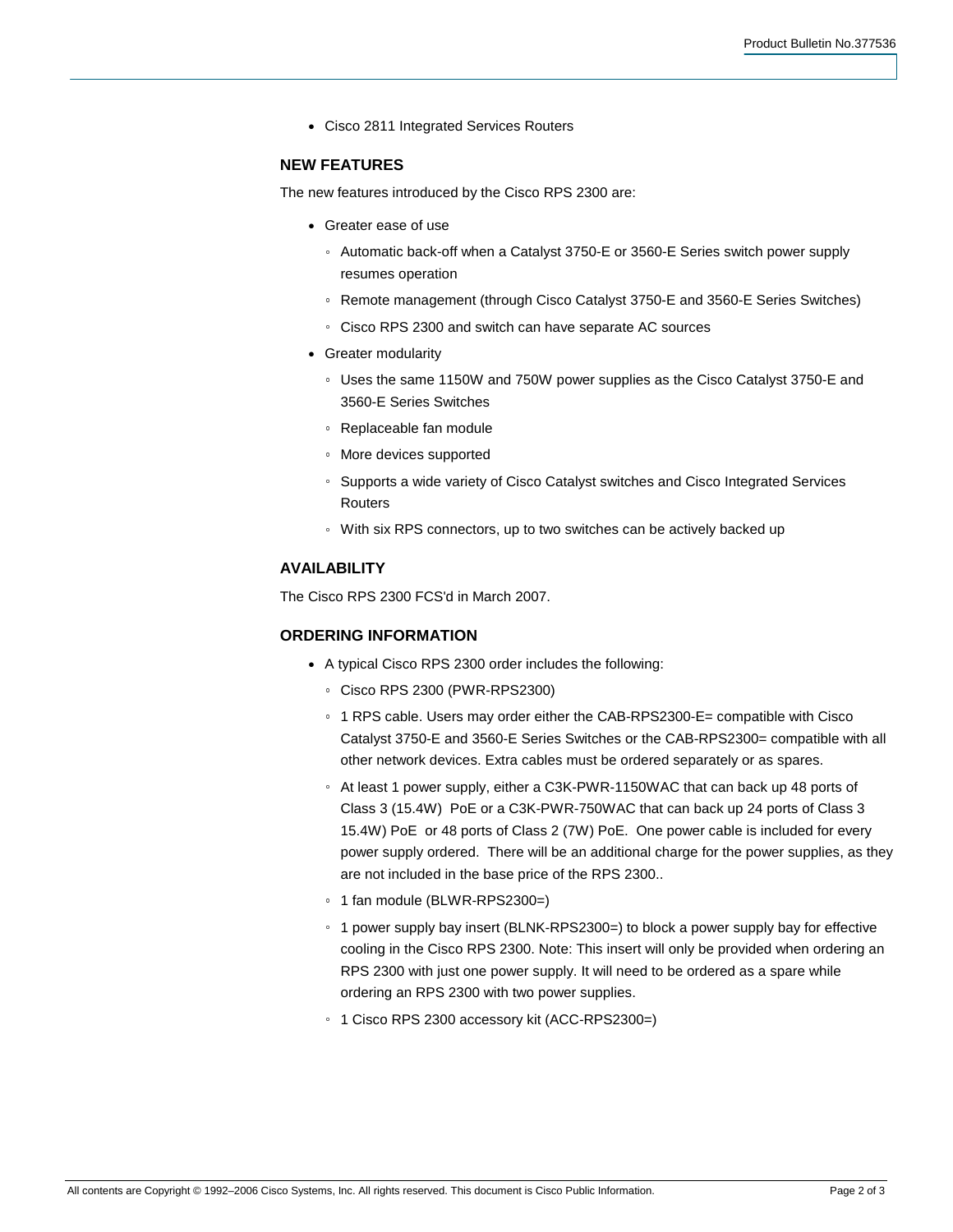- Cisco 2811 Integrated Services Routers

## NEW FEATURES

The new features introduced by the Cisco RPS 2300 are:

- Greater ease of use
  - Automatic back-off when a Catalyst 3750-E or 3560-E Series switch power supply resumes operation
  - Remote management (through Cisco Catalyst 3750-E and 3560-E Series Switches)
  - Cisco RPS 2300 and switch can have separate AC sources
- Greater modularity
  - Uses the same 1150W and 750W power supplies as the Cisco Catalyst 3750-E and 3560-E Series Switches
  - Replaceable fan module
  - More devices supported
  - Supports a wide variety of Cisco Catalyst switches and Cisco Integrated Services Routers
  - With six RPS connectors, up to two switches can be actively backed up

## AVAILABILITY

The Cisco RPS 2300 FCS'd in March 2007.

## ORDERING INFORMATION

- A typical Cisco RPS 2300 order includes the following:
  - Cisco RPS 2300 (PWR-RPS2300)
  - 1 RPS cable. Users may order either the CAB-RPS2300-E= compatible with Cisco Catalyst 3750-E and 3560-E Series Switches or the CAB-RPS2300= compatible with all other network devices. Extra cables must be ordered separately or as spares.
  - At least 1 power supply, either a C3K-PWR-1150WAC that can back up 48 ports of Class 3 (15.4W) PoE or a C3K-PWR-750WAC that can back up 24 ports of Class 3 15.4W) PoE or 48 ports of Class 2 (7W) PoE. One power cable is included for every power supply ordered. There will be an additional charge for the power supplies, as they are not included in the base price of the RPS 2300..
  - 1 fan module (BLWR-RPS2300=)
  - 1 power supply bay insert (BLNK-RPS2300=) to block a power supply bay for effective cooling in the Cisco RPS 2300. Note: This insert will only be provided when ordering an RPS 2300 with just one power supply. It will need to be ordered as a spare while ordering an RPS 2300 with two power supplies.
  - 1 Cisco RPS 2300 accessory kit (ACC-RPS2300=)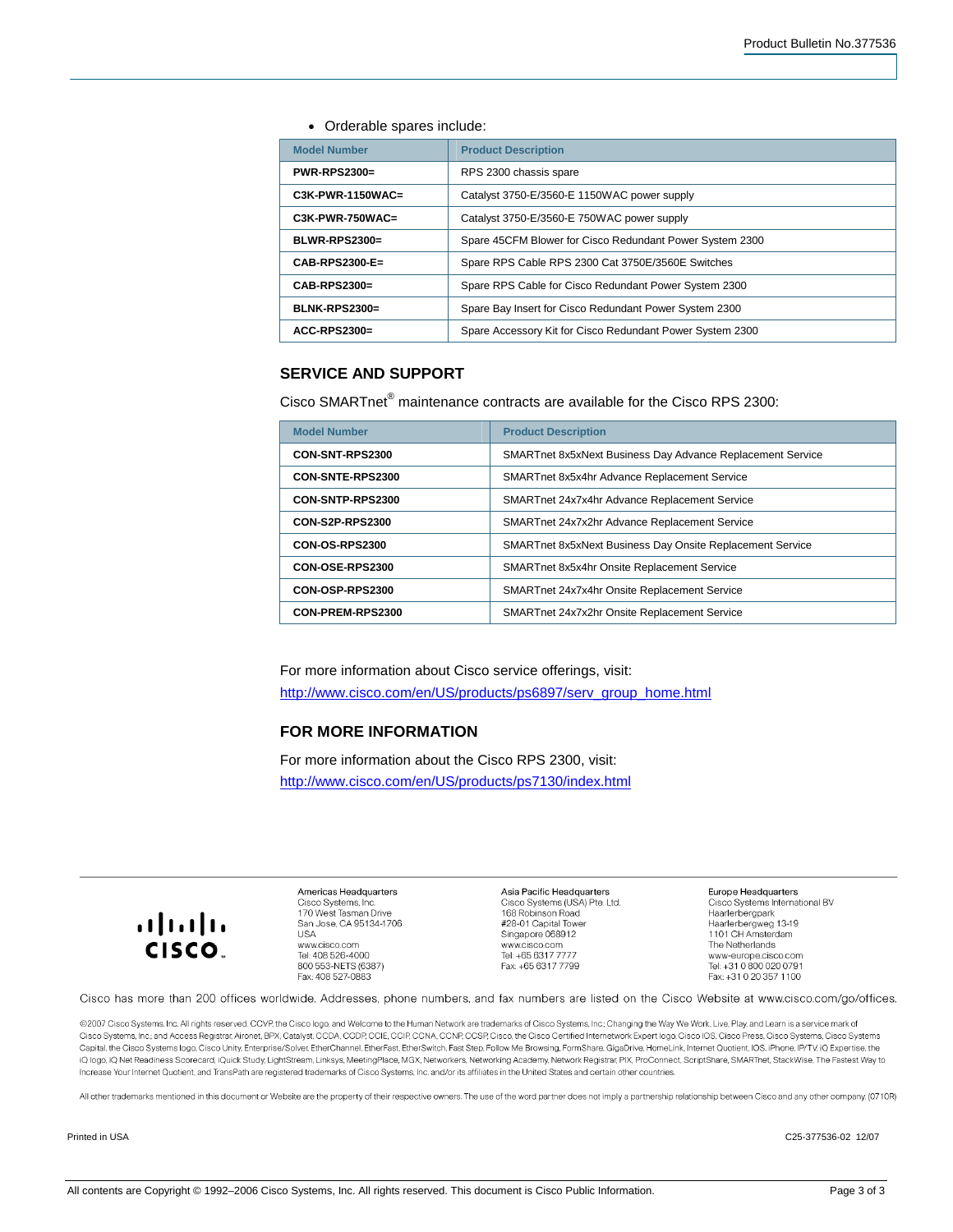- Orderable spares include:

| Model Number | Product Description |
| --- | --- |
| **PWR-RPS2300=** | RPS 2300 chassis spare |
| **C3K-PWR-1150WAC=** | Catalyst 3750-E/3560-E 1150WAC power supply |
| **C3K-PWR-750WAC=** | Catalyst 3750-E/3560-E 750WAC power supply |
| **BLWR-RPS2300=** | Spare 45CFM Blower for Cisco Redundant Power System 2300 |
| **CAB-RPS2300-E=** | Spare RPS Cable RPS 2300 Cat 3750E/3560E Switches |
| **CAB-RPS2300=** | Spare RPS Cable for Cisco Redundant Power System 2300 |
| **BLNK-RPS2300=** | Spare Bay Insert for Cisco Redundant Power System 2300 |
| **ACC-RPS2300=** | Spare Accessory Kit for Cisco Redundant Power System 2300 |

## SERVICE AND SUPPORT

Cisco SMARTnet® maintenance contracts are available for the Cisco RPS 2300:

| Model Number | Product Description |
| --- | --- |
| **CON-SNT-RPS2300** | SMARTnet 8x5xNext Business Day Advance Replacement Service |
| **CON-SNTE-RPS2300** | SMARTnet 8x5x4hr Advance Replacement Service |
| **CON-SNTP-RPS2300** | SMARTnet 24x7x4hr Advance Replacement Service |
| **CON-S2P-RPS2300** | SMARTnet 24x7x2hr Advance Replacement Service |
| **CON-OS-RPS2300** | SMARTnet 8x5xNext Business Day Onsite Replacement Service |
| **CON-OSE-RPS2300** | SMARTnet 8x5x4hr Onsite Replacement Service |
| **CON-OSP-RPS2300** | SMARTnet 24x7x4hr Onsite Replacement Service |
| **CON-PREM-RPS2300** | SMARTnet 24x7x2hr Onsite Replacement Service |

For more information about Cisco service offerings, visit:
http://www.cisco.com/en/US/products/ps6897/serv_group_home.html

## FOR MORE INFORMATION

For more information about the Cisco RPS 2300, visit:
http://www.cisco.com/en/US/products/ps7130/index.html

Americas Headquarters
Cisco Systems, Inc.
170 West Tasman Drive
San Jose, CA 95134-1706
USA
www.cisco.com
Tel: 408 526-4000
800 553-NETS (6387)
Fax: 408 527-0883

Asia Pacific Headquarters
Cisco Systems (USA) Pte. Ltd.
168 Robinson Road
#28-01 Capital Tower
Singapore 068912
www.cisco.com
Tel: +65 6317 7777
Fax: +65 6317 7799

Europe Headquarters
Cisco Systems International BV
Haarlerbergpark
Haarlerbergweg 13-19
1101 CH Amsterdam
The Netherlands
www-europe.cisco.com
Tel: +31 0 800 020 0791
Fax: +31 0 20 357 1100

Cisco has more than 200 offices worldwide. Addresses, phone numbers, and fax numbers are listed on the Cisco Website at www.cisco.com/go/offices.

©2007 Cisco Systems, Inc. All rights reserved. CCVP, the Cisco logo, and Welcome to the Human Network are trademarks of Cisco Systems, Inc.; Changing the Way We Work, Live, Play, and Learn is a service mark of Cisco Systems, Inc.; and Access Registrar, Aironet, BPX, Catalyst, CCDA, CCDP, CCIE, CCIP, CCNA, CCNP, CCSP, Cisco, the Cisco Certified Internetwork Expert logo, Cisco IOS, Cisco Press, Cisco Systems, Cisco Systems Capital, the Cisco Systems logo, Cisco Unity, Enterprise/Solver, EtherChannel, EtherFast, EtherSwitch, Fast Step, Follow Me Browsing, FormShare, GigaDrive, HomeLink, Internet Quotient, IOS, iPhone, IP/TV, iQ Expertise, the iQ logo, iQ Net Readiness Scorecard, iQuick Study, LightStream, Linksys, MeetingPlace, MGX, Networkers, Networking Academy, Network Registrar, PIX, ProConnect, ScriptShare, SMARTnet, StackWise, The Fastest Way to Increase Your Internet Quotient, and TransPath are registered trademarks of Cisco Systems, Inc. and/or its affiliates in the United States and certain other countries.

All other trademarks mentioned in this document or Website are the property of their respective owners. The use of the word partner does not imply a partnership relationship between Cisco and any other company. (0710R)

Printed in USA C25-377536-02 12/07